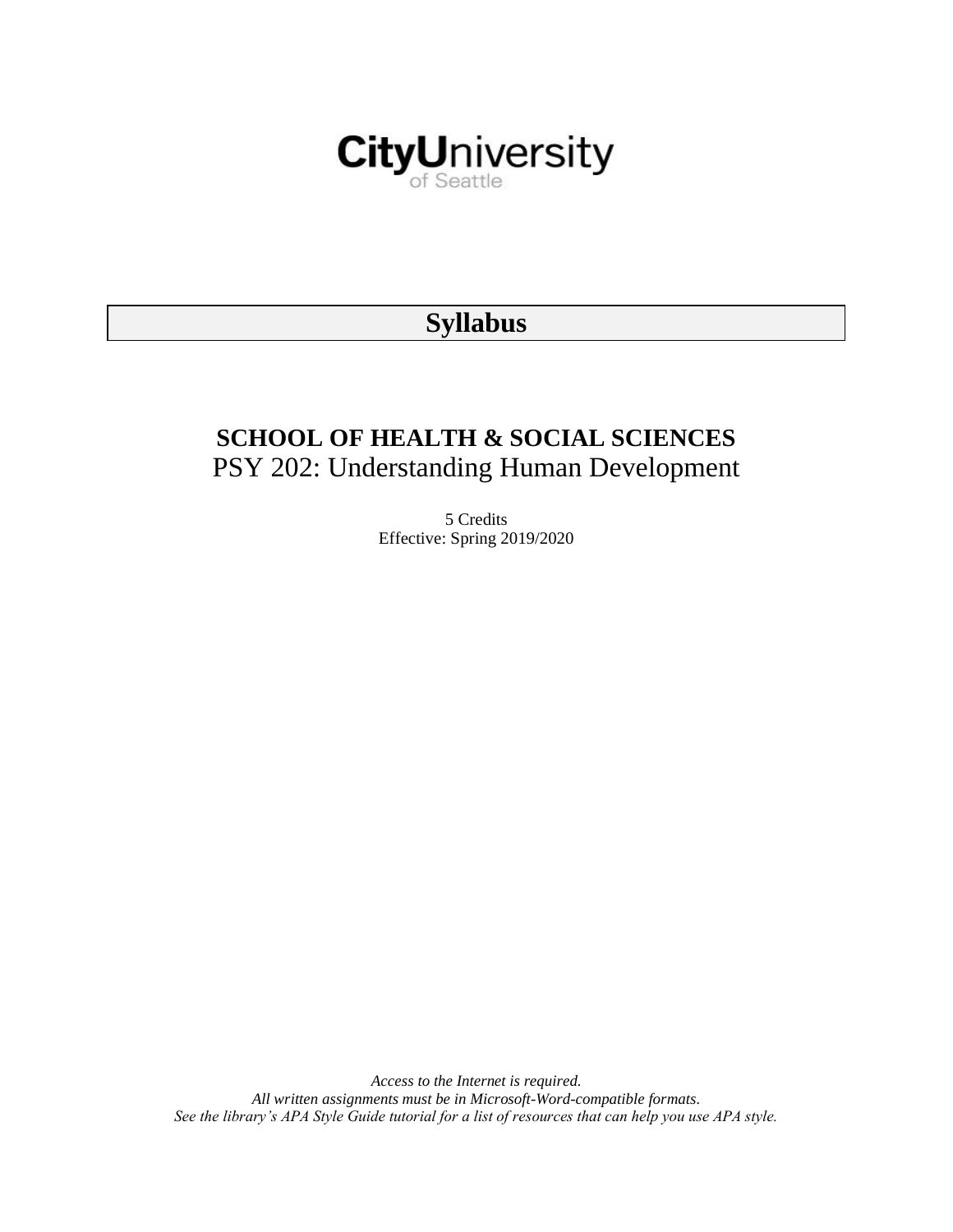CityUniversity
of Seattle

# Syllabus

## SCHOOL OF HEALTH & SOCIAL SCIENCES

PSY 202: Understanding Human Development

5 Credits
Effective: Spring 2019/2020

*Access to the Internet is required.*
*All written assignments must be in Microsoft-Word-compatible formats.*
*See the library's APA Style Guide tutorial for a list of resources that can help you use APA style.*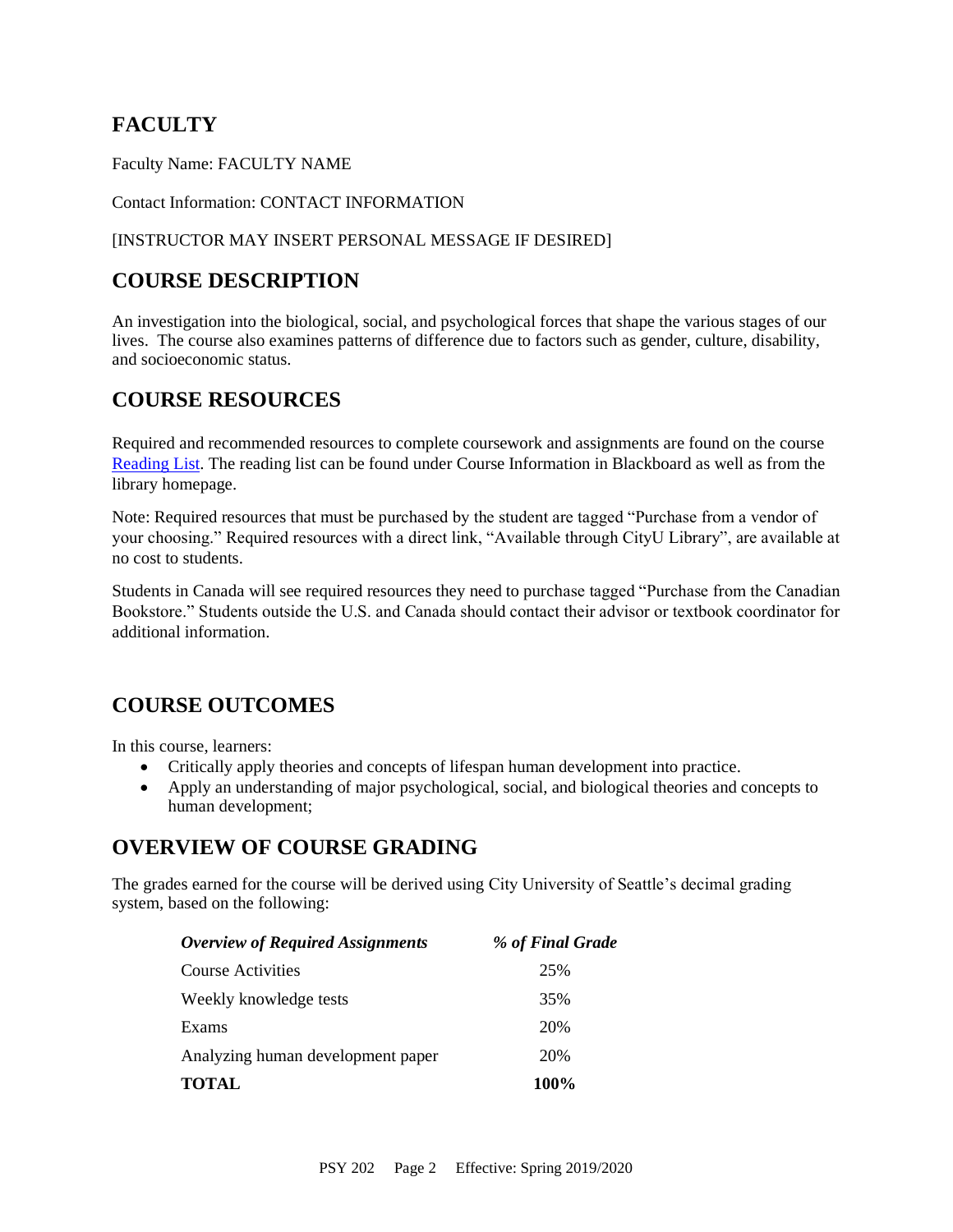## FACULTY

Faculty Name: FACULTY NAME

Contact Information: CONTACT INFORMATION

[INSTRUCTOR MAY INSERT PERSONAL MESSAGE IF DESIRED]

## COURSE DESCRIPTION

An investigation into the biological, social, and psychological forces that shape the various stages of our lives. The course also examines patterns of difference due to factors such as gender, culture, disability, and socioeconomic status.

## COURSE RESOURCES

Required and recommended resources to complete coursework and assignments are found on the course Reading List. The reading list can be found under Course Information in Blackboard as well as from the library homepage.

Note: Required resources that must be purchased by the student are tagged "Purchase from a vendor of your choosing." Required resources with a direct link, "Available through CityU Library", are available at no cost to students.

Students in Canada will see required resources they need to purchase tagged "Purchase from the Canadian Bookstore." Students outside the U.S. and Canada should contact their advisor or textbook coordinator for additional information.

## COURSE OUTCOMES

In this course, learners:

- Critically apply theories and concepts of lifespan human development into practice.
- Apply an understanding of major psychological, social, and biological theories and concepts to human development;

## OVERVIEW OF COURSE GRADING

The grades earned for the course will be derived using City University of Seattle's decimal grading system, based on the following:

| ***Overview of Required Assignments*** | ***% of Final Grade*** |
|---|---|
| Course Activities | 25% |
| Weekly knowledge tests | 35% |
| Exams | 20% |
| Analyzing human development paper | 20% |
| **TOTAL** | **100%** |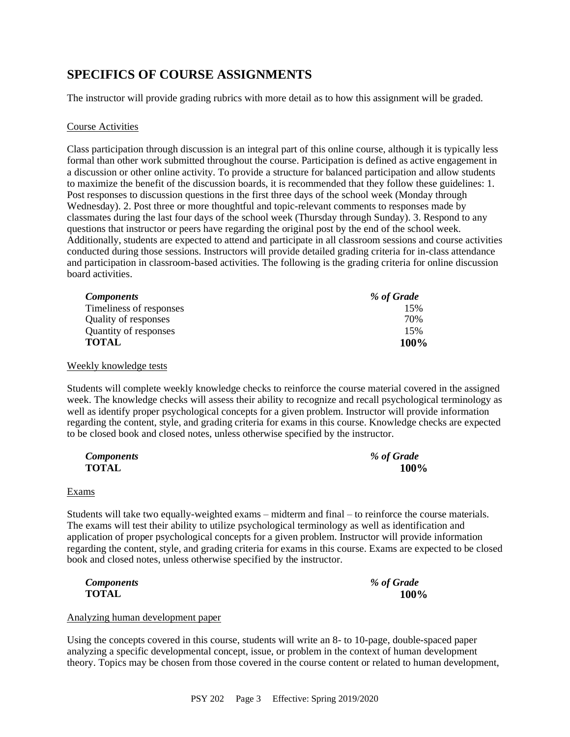## SPECIFICS OF COURSE ASSIGNMENTS

The instructor will provide grading rubrics with more detail as to how this assignment will be graded.

Course Activities

Class participation through discussion is an integral part of this online course, although it is typically less formal than other work submitted throughout the course. Participation is defined as active engagement in a discussion or other online activity. To provide a structure for balanced participation and allow students to maximize the benefit of the discussion boards, it is recommended that they follow these guidelines: 1. Post responses to discussion questions in the first three days of the school week (Monday through Wednesday). 2. Post three or more thoughtful and topic-relevant comments to responses made by classmates during the last four days of the school week (Thursday through Sunday). 3. Respond to any questions that instructor or peers have regarding the original post by the end of the school week. Additionally, students are expected to attend and participate in all classroom sessions and course activities conducted during those sessions. Instructors will provide detailed grading criteria for in-class attendance and participation in classroom-based activities. The following is the grading criteria for online discussion board activities.

| ***Components*** | ***% of Grade*** |
| --- | --- |
| Timeliness of responses | 15% |
| Quality of responses | 70% |
| Quantity of responses | 15% |
| **TOTAL** | **100%** |

Weekly knowledge tests

Students will complete weekly knowledge checks to reinforce the course material covered in the assigned week. The knowledge checks will assess their ability to recognize and recall psychological terminology as well as identify proper psychological concepts for a given problem. Instructor will provide information regarding the content, style, and grading criteria for exams in this course. Knowledge checks are expected to be closed book and closed notes, unless otherwise specified by the instructor.

| ***Components*** | ***% of Grade*** |
| --- | --- |
| **TOTAL** | **100%** |

Exams

Students will take two equally-weighted exams – midterm and final – to reinforce the course materials. The exams will test their ability to utilize psychological terminology as well as identification and application of proper psychological concepts for a given problem. Instructor will provide information regarding the content, style, and grading criteria for exams in this course. Exams are expected to be closed book and closed notes, unless otherwise specified by the instructor.

| ***Components*** | ***% of Grade*** |
| --- | --- |
| **TOTAL** | **100%** |

Analyzing human development paper

Using the concepts covered in this course, students will write an 8- to 10-page, double-spaced paper analyzing a specific developmental concept, issue, or problem in the context of human development theory. Topics may be chosen from those covered in the course content or related to human development,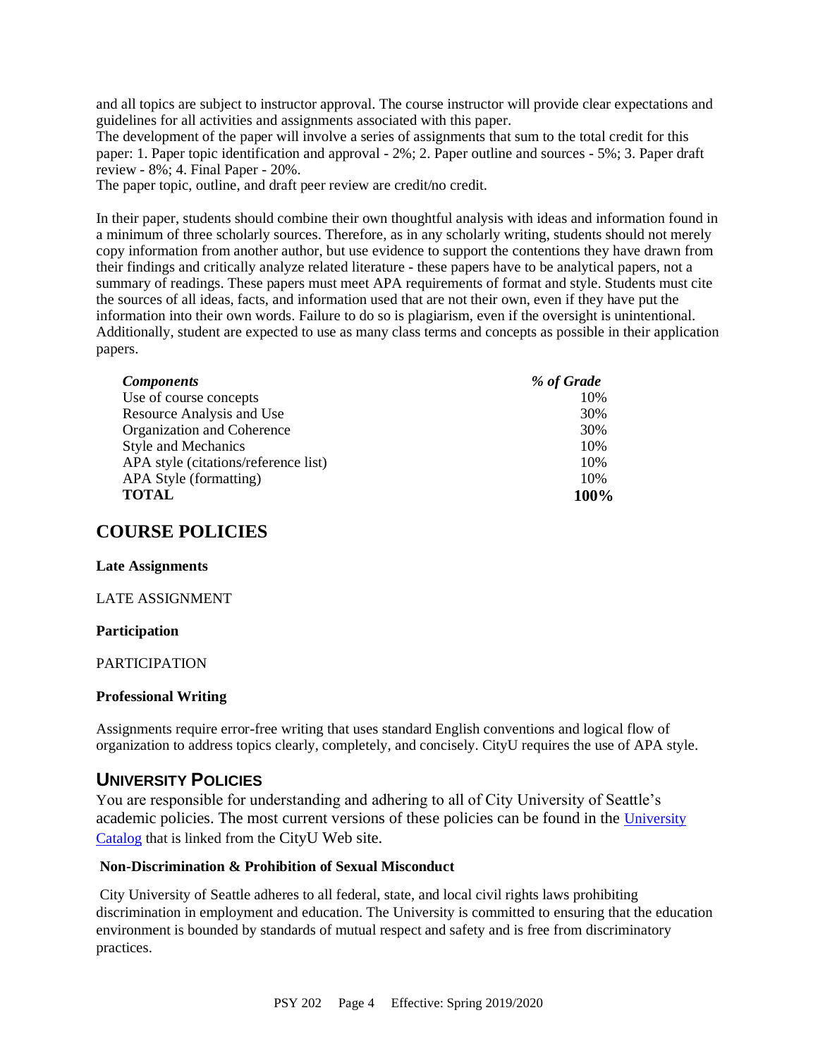and all topics are subject to instructor approval. The course instructor will provide clear expectations and guidelines for all activities and assignments associated with this paper.
The development of the paper will involve a series of assignments that sum to the total credit for this paper: 1. Paper topic identification and approval - 2%; 2. Paper outline and sources - 5%; 3. Paper draft review - 8%; 4. Final Paper - 20%.
The paper topic, outline, and draft peer review are credit/no credit.

In their paper, students should combine their own thoughtful analysis with ideas and information found in a minimum of three scholarly sources. Therefore, as in any scholarly writing, students should not merely copy information from another author, but use evidence to support the contentions they have drawn from their findings and critically analyze related literature - these papers have to be analytical papers, not a summary of readings. These papers must meet APA requirements of format and style. Students must cite the sources of all ideas, facts, and information used that are not their own, even if they have put the information into their own words. Failure to do so is plagiarism, even if the oversight is unintentional. Additionally, student are expected to use as many class terms and concepts as possible in their application papers.

| ***Components*** | ***% of Grade*** |
|---|---|
| Use of course concepts | 10% |
| Resource Analysis and Use | 30% |
| Organization and Coherence | 30% |
| Style and Mechanics | 10% |
| APA style (citations/reference list) | 10% |
| APA Style (formatting) | 10% |
| **TOTAL** | **100%** |

## COURSE POLICIES

**Late Assignments**

LATE ASSIGNMENT

**Participation**

PARTICIPATION

**Professional Writing**

Assignments require error-free writing that uses standard English conventions and logical flow of organization to address topics clearly, completely, and concisely. CityU requires the use of APA style.

## UNIVERSITY POLICIES

You are responsible for understanding and adhering to all of City University of Seattle's academic policies. The most current versions of these policies can be found in the University Catalog that is linked from the CityU Web site.

**Non-Discrimination & Prohibition of Sexual Misconduct**

City University of Seattle adheres to all federal, state, and local civil rights laws prohibiting discrimination in employment and education. The University is committed to ensuring that the education environment is bounded by standards of mutual respect and safety and is free from discriminatory practices.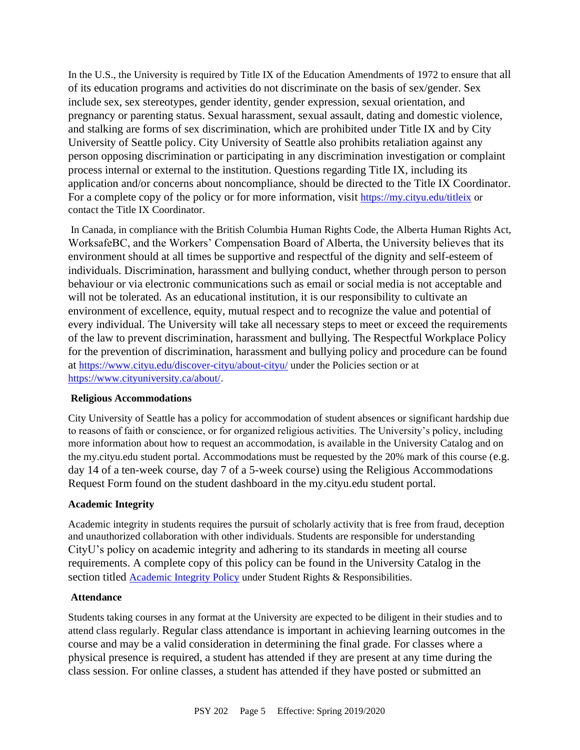In the U.S., the University is required by Title IX of the Education Amendments of 1972 to ensure that all of its education programs and activities do not discriminate on the basis of sex/gender. Sex include sex, sex stereotypes, gender identity, gender expression, sexual orientation, and pregnancy or parenting status. Sexual harassment, sexual assault, dating and domestic violence, and stalking are forms of sex discrimination, which are prohibited under Title IX and by City University of Seattle policy. City University of Seattle also prohibits retaliation against any person opposing discrimination or participating in any discrimination investigation or complaint process internal or external to the institution. Questions regarding Title IX, including its application and/or concerns about noncompliance, should be directed to the Title IX Coordinator. For a complete copy of the policy or for more information, visit [https://my.cityu.edu/titleix](https://my.cityu.edu/titleix) or contact the Title IX Coordinator.

In Canada, in compliance with the British Columbia Human Rights Code, the Alberta Human Rights Act, WorksafeBC, and the Workers' Compensation Board of Alberta, the University believes that its environment should at all times be supportive and respectful of the dignity and self-esteem of individuals. Discrimination, harassment and bullying conduct, whether through person to person behaviour or via electronic communications such as email or social media is not acceptable and will not be tolerated. As an educational institution, it is our responsibility to cultivate an environment of excellence, equity, mutual respect and to recognize the value and potential of every individual. The University will take all necessary steps to meet or exceed the requirements of the law to prevent discrimination, harassment and bullying. The Respectful Workplace Policy for the prevention of discrimination, harassment and bullying policy and procedure can be found at [https://www.cityu.edu/discover-cityu/about-cityu/](https://www.cityu.edu/discover-cityu/about-cityu/) under the Policies section or at [https://www.cityuniversity.ca/about/](https://www.cityuniversity.ca/about/).

**Religious Accommodations**

City University of Seattle has a policy for accommodation of student absences or significant hardship due to reasons of faith or conscience, or for organized religious activities. The University's policy, including more information about how to request an accommodation, is available in the University Catalog and on the my.cityu.edu student portal. Accommodations must be requested by the 20% mark of this course (e.g. day 14 of a ten-week course, day 7 of a 5-week course) using the Religious Accommodations Request Form found on the student dashboard in the my.cityu.edu student portal.

**Academic Integrity**

Academic integrity in students requires the pursuit of scholarly activity that is free from fraud, deception and unauthorized collaboration with other individuals. Students are responsible for understanding CityU's policy on academic integrity and adhering to its standards in meeting all course requirements. A complete copy of this policy can be found in the University Catalog in the section titled [Academic Integrity Policy] under Student Rights & Responsibilities.

**Attendance**

Students taking courses in any format at the University are expected to be diligent in their studies and to attend class regularly. Regular class attendance is important in achieving learning outcomes in the course and may be a valid consideration in determining the final grade. For classes where a physical presence is required, a student has attended if they are present at any time during the class session. For online classes, a student has attended if they have posted or submitted an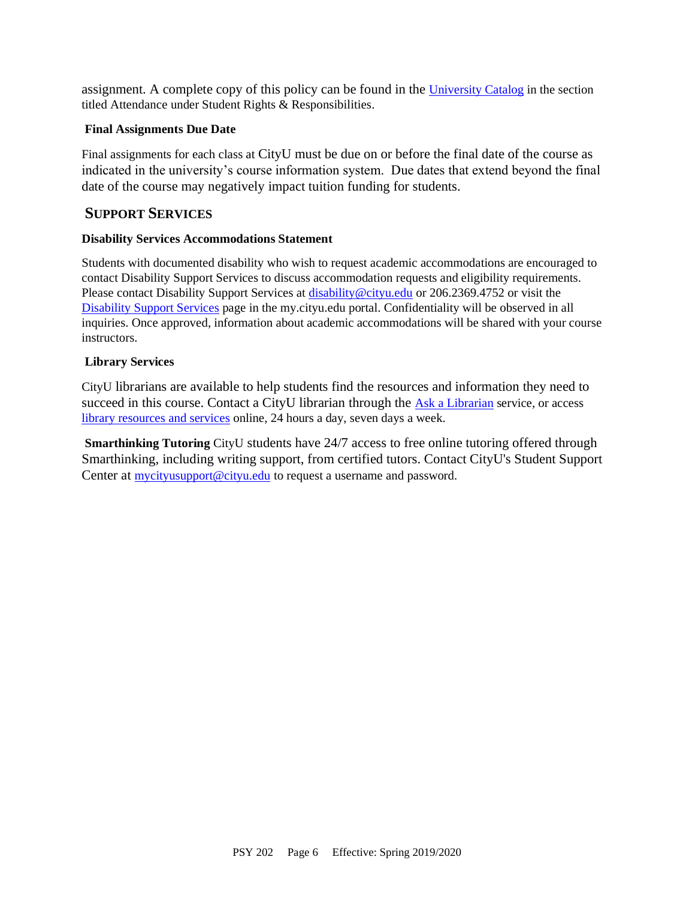assignment. A complete copy of this policy can be found in the University Catalog in the section titled Attendance under Student Rights & Responsibilities.

**Final Assignments Due Date**

Final assignments for each class at CityU must be due on or before the final date of the course as indicated in the university's course information system. Due dates that extend beyond the final date of the course may negatively impact tuition funding for students.

## SUPPORT SERVICES

**Disability Services Accommodations Statement**

Students with documented disability who wish to request academic accommodations are encouraged to contact Disability Support Services to discuss accommodation requests and eligibility requirements. Please contact Disability Support Services at disability@cityu.edu or 206.2369.4752 or visit the Disability Support Services page in the my.cityu.edu portal. Confidentiality will be observed in all inquiries. Once approved, information about academic accommodations will be shared with your course instructors.

**Library Services**

CityU librarians are available to help students find the resources and information they need to succeed in this course. Contact a CityU librarian through the Ask a Librarian service, or access library resources and services online, 24 hours a day, seven days a week.

**Smarthinking Tutoring** CityU students have 24/7 access to free online tutoring offered through Smarthinking, including writing support, from certified tutors. Contact CityU's Student Support Center at mycityusupport@cityu.edu to request a username and password.